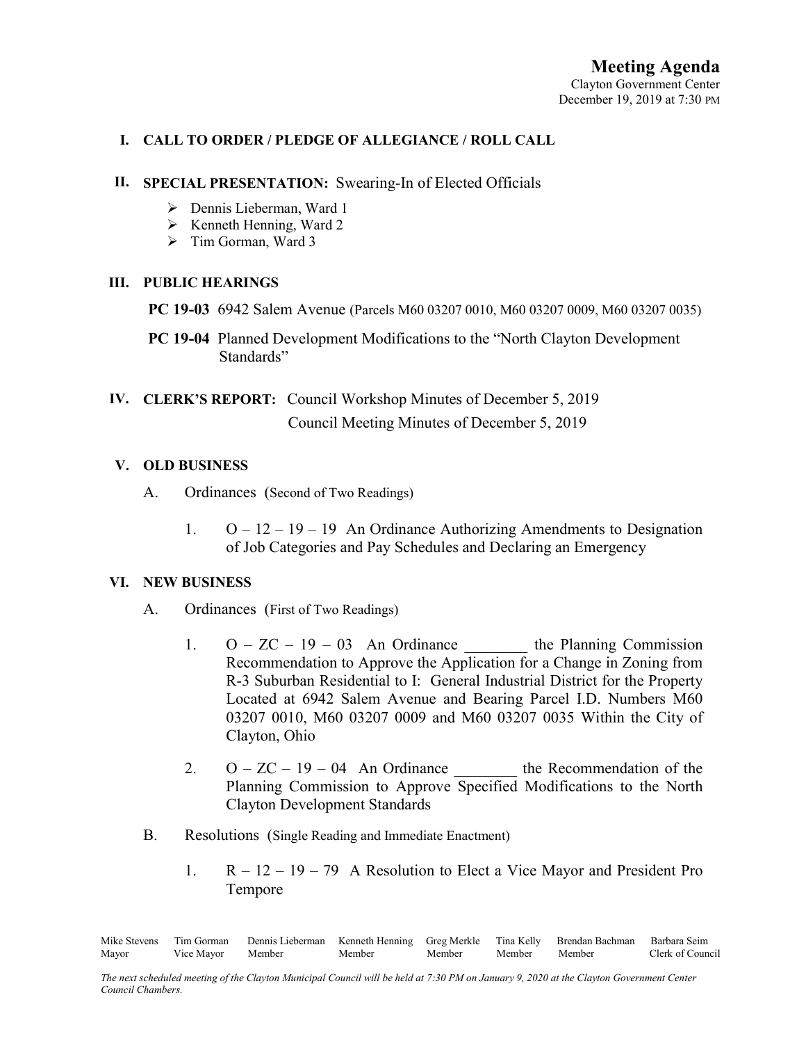# Meeting Agenda

Clayton Government Center
December 19, 2019 at 7:30 PM

**I. CALL TO ORDER / PLEDGE OF ALLEGIANCE / ROLL CALL**

**II. SPECIAL PRESENTATION:** Swearing-In of Elected Officials

- Dennis Lieberman, Ward 1
- Kenneth Henning, Ward 2
- Tim Gorman, Ward 3

**III. PUBLIC HEARINGS**

**PC 19-03** 6942 Salem Avenue (Parcels M60 03207 0010, M60 03207 0009, M60 03207 0035)

**PC 19-04** Planned Development Modifications to the "North Clayton Development Standards"

**IV. CLERK'S REPORT:** Council Workshop Minutes of December 5, 2019
Council Meeting Minutes of December 5, 2019

**V. OLD BUSINESS**

A. Ordinances (Second of Two Readings)

1. O – 12 – 19 – 19 An Ordinance Authorizing Amendments to Designation of Job Categories and Pay Schedules and Declaring an Emergency

**VI. NEW BUSINESS**

A. Ordinances (First of Two Readings)

1. O – ZC – 19 – 03 An Ordinance ________ the Planning Commission Recommendation to Approve the Application for a Change in Zoning from R-3 Suburban Residential to I: General Industrial District for the Property Located at 6942 Salem Avenue and Bearing Parcel I.D. Numbers M60 03207 0010, M60 03207 0009 and M60 03207 0035 Within the City of Clayton, Ohio

2. O – ZC – 19 – 04 An Ordinance ________ the Recommendation of the Planning Commission to Approve Specified Modifications to the North Clayton Development Standards

B. Resolutions (Single Reading and Immediate Enactment)

1. R – 12 – 19 – 79 A Resolution to Elect a Vice Mayor and President Pro Tempore

| Mike Stevens | Tim Gorman | Dennis Lieberman | Kenneth Henning | Greg Merkle | Tina Kelly | Brendan Bachman | Barbara Seim |
|---|---|---|---|---|---|---|---|
| Mayor | Vice Mayor | Member | Member | Member | Member | Member | Clerk of Council |

*The next scheduled meeting of the Clayton Municipal Council will be held at 7:30 PM on January 9, 2020 at the Clayton Government Center Council Chambers.*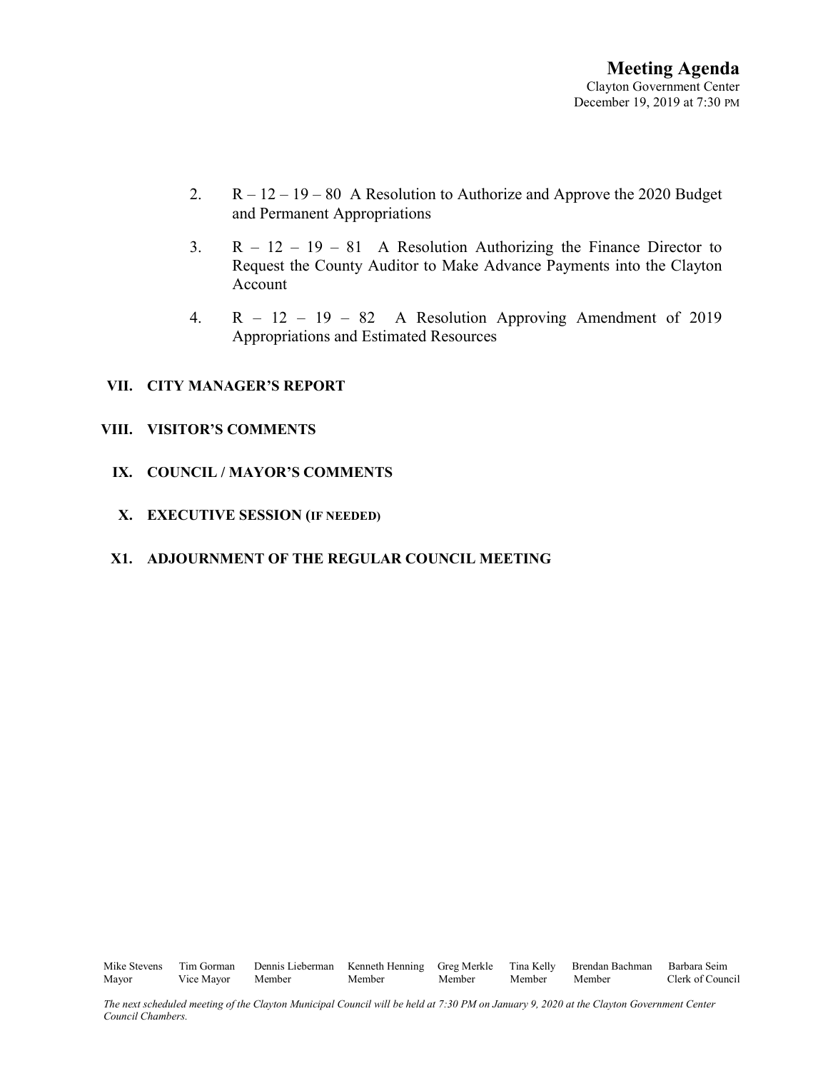2. R – 12 – 19 – 80 A Resolution to Authorize and Approve the 2020 Budget and Permanent Appropriations

3. R – 12 – 19 – 81 A Resolution Authorizing the Finance Director to Request the County Auditor to Make Advance Payments into the Clayton Account

4. R – 12 – 19 – 82 A Resolution Approving Amendment of 2019 Appropriations and Estimated Resources

**VII. CITY MANAGER'S REPORT**

**VIII. VISITOR'S COMMENTS**

**IX. COUNCIL / MAYOR'S COMMENTS**

**X. EXECUTIVE SESSION (IF NEEDED)**

**X1. ADJOURNMENT OF THE REGULAR COUNCIL MEETING**

| | | | | | | | |
|---|---|---|---|---|---|---|---|
| Mike Stevens | Tim Gorman | Dennis Lieberman | Kenneth Henning | Greg Merkle | Tina Kelly | Brendan Bachman | Barbara Seim |
| Mayor | Vice Mayor | Member | Member | Member | Member | Member | Clerk of Council |

*The next scheduled meeting of the Clayton Municipal Council will be held at 7:30 PM on January 9, 2020 at the Clayton Government Center Council Chambers.*